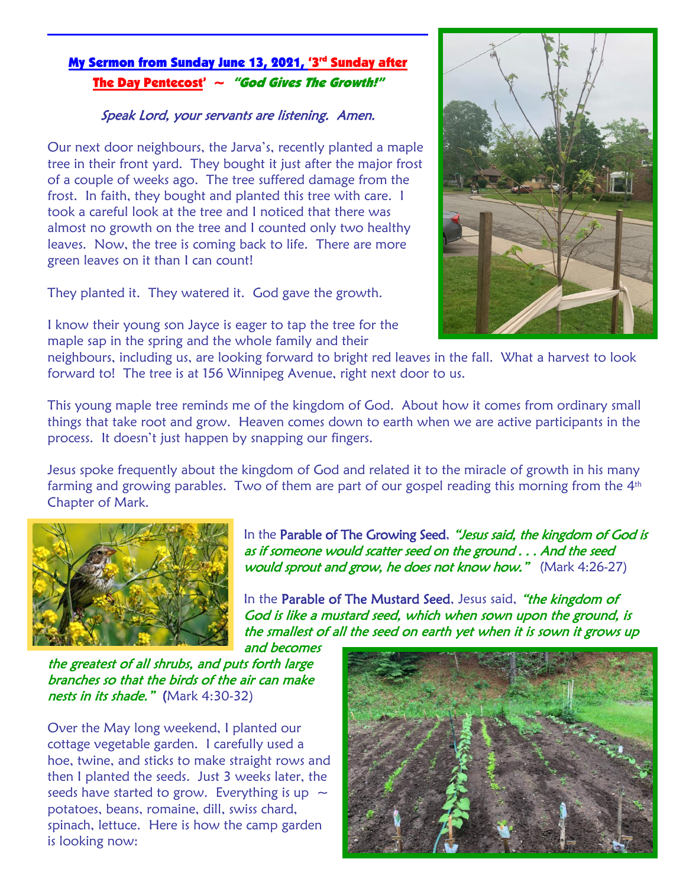## My Sermon from Sunday June 13, 2021, '3rd Sunday after The Day Pentecost' ~ *"God Gives The Growth!"*

*Speak Lord, your servants are listening. Amen.*

Our next door neighbours, the Jarva's, recently planted a maple tree in their front yard. They bought it just after the major frost of a couple of weeks ago. The tree suffered damage from the frost. In faith, they bought and planted this tree with care. I took a careful look at the tree and I noticed that there was almost no growth on the tree and I counted only two healthy leaves. Now, the tree is coming back to life. There are more green leaves on it than I can count!

They planted it. They watered it. God gave the growth.

I know their young son Jayce is eager to tap the tree for the maple sap in the spring and the whole family and their neighbours, including us, are looking forward to bright red leaves in the fall. What a harvest to look forward to! The tree is at 156 Winnipeg Avenue, right next door to us.

This young maple tree reminds me of the kingdom of God. About how it comes from ordinary small things that take root and grow. Heaven comes down to earth when we are active participants in the process. It doesn't just happen by snapping our fingers.

Jesus spoke frequently about the kingdom of God and related it to the miracle of growth in his many farming and growing parables. Two of them are part of our gospel reading this morning from the 4th Chapter of Mark.

In the Parable of The Growing Seed, *"Jesus said, the kingdom of God is as if someone would scatter seed on the ground . . . And the seed would sprout and grow, he does not know how."* (Mark 4:26-27)

In the Parable of The Mustard Seed, Jesus said, *"the kingdom of God is like a mustard seed, which when sown upon the ground, is the smallest of all the seed on earth yet when it is sown it grows up and becomes the greatest of all shrubs, and puts forth large branches so that the birds of the air can make nests in its shade."* (Mark 4:30-32)

Over the May long weekend, I planted our cottage vegetable garden. I carefully used a hoe, twine, and sticks to make straight rows and then I planted the seeds. Just 3 weeks later, the seeds have started to grow. Everything is up ~ potatoes, beans, romaine, dill, swiss chard, spinach, lettuce. Here is how the camp garden is looking now: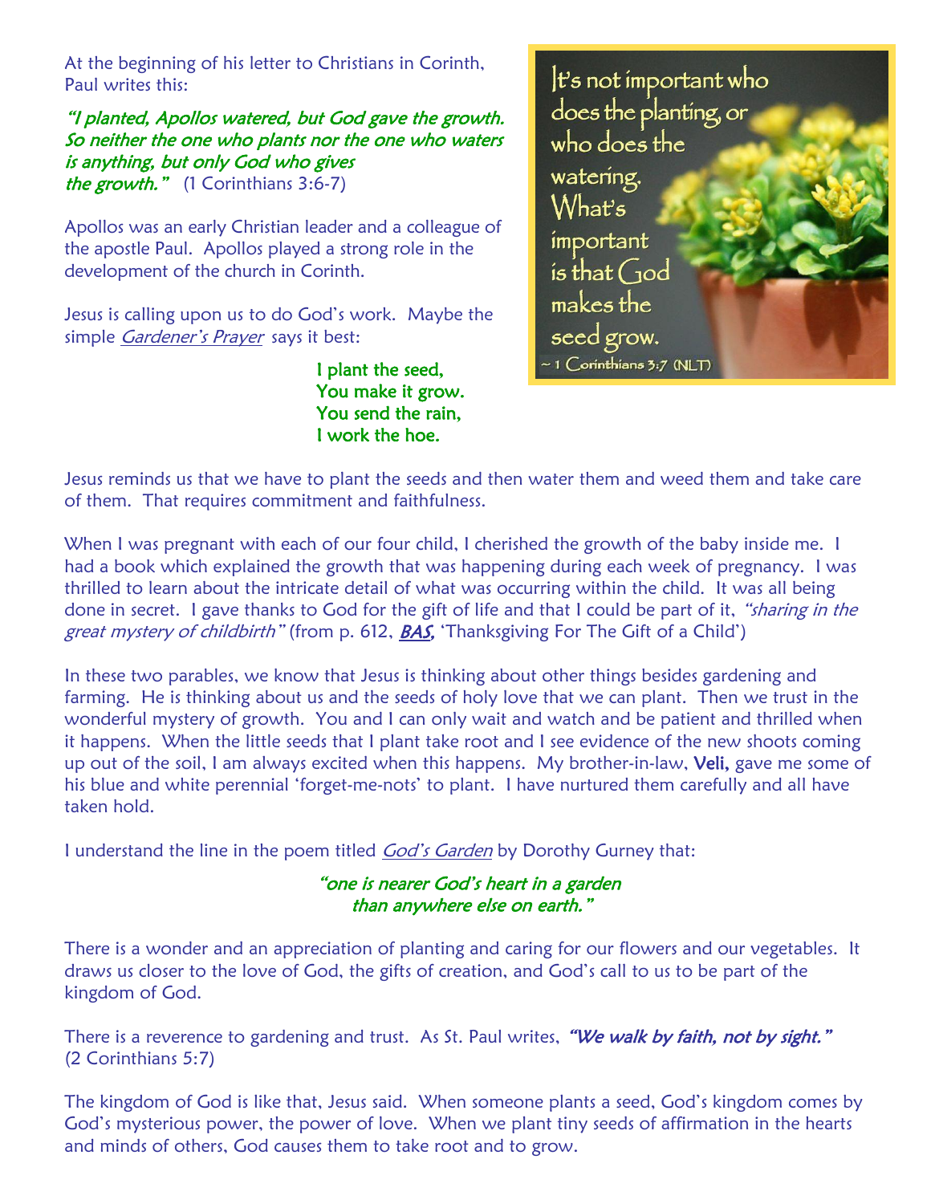At the beginning of his letter to Christians in Corinth, Paul writes this:

*"I planted, Apollos watered, but God gave the growth. So neither the one who plants nor the one who waters is anything, but only God who gives the growth."* (1 Corinthians 3:6-7)

Apollos was an early Christian leader and a colleague of the apostle Paul. Apollos played a strong role in the development of the church in Corinth.

Jesus is calling upon us to do God's work. Maybe the simple *Gardener's Prayer* says it best:

> I plant the seed,
> You make it grow.
> You send the rain,
> I work the hoe.

It's not important who does the planting, or who does the watering. What's important is that God makes the seed grow.
~ 1 Corinthians 3:7 (NLT)

Jesus reminds us that we have to plant the seeds and then water them and weed them and take care of them. That requires commitment and faithfulness.

When I was pregnant with each of our four child, I cherished the growth of the baby inside me. I had a book which explained the growth that was happening during each week of pregnancy. I was thrilled to learn about the intricate detail of what was occurring within the child. It was all being done in secret. I gave thanks to God for the gift of life and that I could be part of it, *"sharing in the great mystery of childbirth"* (from p. 612, *BAS*, 'Thanksgiving For The Gift of a Child')

In these two parables, we know that Jesus is thinking about other things besides gardening and farming. He is thinking about us and the seeds of holy love that we can plant. Then we trust in the wonderful mystery of growth. You and I can only wait and watch and be patient and thrilled when it happens. When the little seeds that I plant take root and I see evidence of the new shoots coming up out of the soil, I am always excited when this happens. My brother-in-law, **Veli,** gave me some of his blue and white perennial 'forget-me-nots' to plant. I have nurtured them carefully and all have taken hold.

I understand the line in the poem titled *God's Garden* by Dorothy Gurney that:

> *"one is nearer God's heart in a garden than anywhere else on earth."*

There is a wonder and an appreciation of planting and caring for our flowers and our vegetables. It draws us closer to the love of God, the gifts of creation, and God's call to us to be part of the kingdom of God.

There is a reverence to gardening and trust. As St. Paul writes, ***"We walk by faith, not by sight."*** (2 Corinthians 5:7)

The kingdom of God is like that, Jesus said. When someone plants a seed, God's kingdom comes by God's mysterious power, the power of love. When we plant tiny seeds of affirmation in the hearts and minds of others, God causes them to take root and to grow.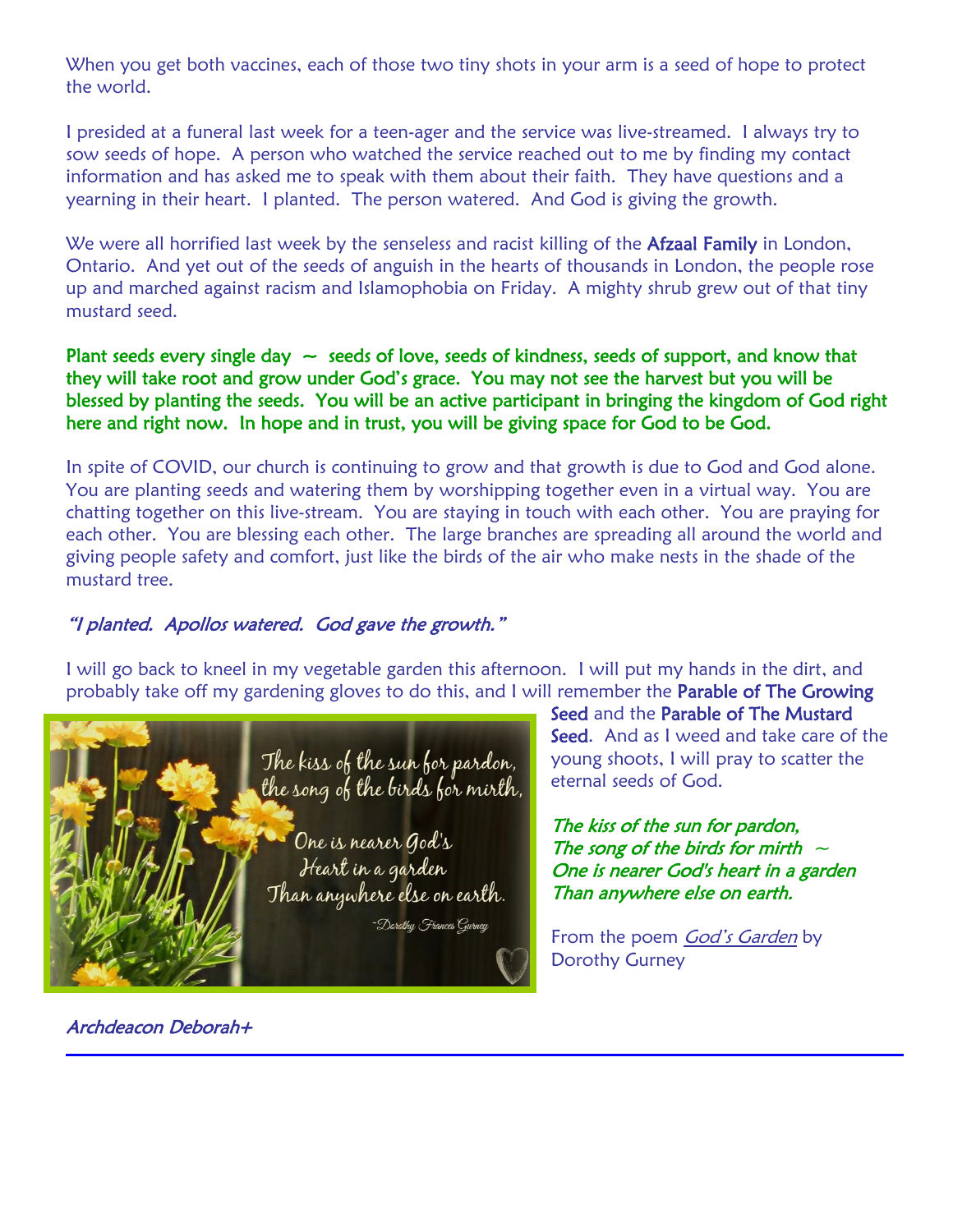When you get both vaccines, each of those two tiny shots in your arm is a seed of hope to protect the world.

I presided at a funeral last week for a teen-ager and the service was live-streamed. I always try to sow seeds of hope. A person who watched the service reached out to me by finding my contact information and has asked me to speak with them about their faith. They have questions and a yearning in their heart. I planted. The person watered. And God is giving the growth.

We were all horrified last week by the senseless and racist killing of the Afzaal Family in London, Ontario. And yet out of the seeds of anguish in the hearts of thousands in London, the people rose up and marched against racism and Islamophobia on Friday. A mighty shrub grew out of that tiny mustard seed.

**Plant seeds every single day ~ seeds of love, seeds of kindness, seeds of support, and know that they will take root and grow under God's grace. You may not see the harvest but you will be blessed by planting the seeds. You will be an active participant in bringing the kingdom of God right here and right now. In hope and in trust, you will be giving space for God to be God.**

In spite of COVID, our church is continuing to grow and that growth is due to God and God alone. You are planting seeds and watering them by worshipping together even in a virtual way. You are chatting together on this live-stream. You are staying in touch with each other. You are praying for each other. You are blessing each other. The large branches are spreading all around the world and giving people safety and comfort, just like the birds of the air who make nests in the shade of the mustard tree.

*"I planted. Apollos watered. God gave the growth."*

I will go back to kneel in my vegetable garden this afternoon. I will put my hands in the dirt, and probably take off my gardening gloves to do this, and I will remember the Parable of The Growing Seed and the Parable of The Mustard Seed. And as I weed and take care of the young shoots, I will pray to scatter the eternal seeds of God.

*The kiss of the sun for pardon,*
*The song of the birds for mirth ~*
*One is nearer God's heart in a garden*
*Than anywhere else on earth.*

From the poem *God's Garden* by Dorothy Gurney

*Archdeacon Deborah+*